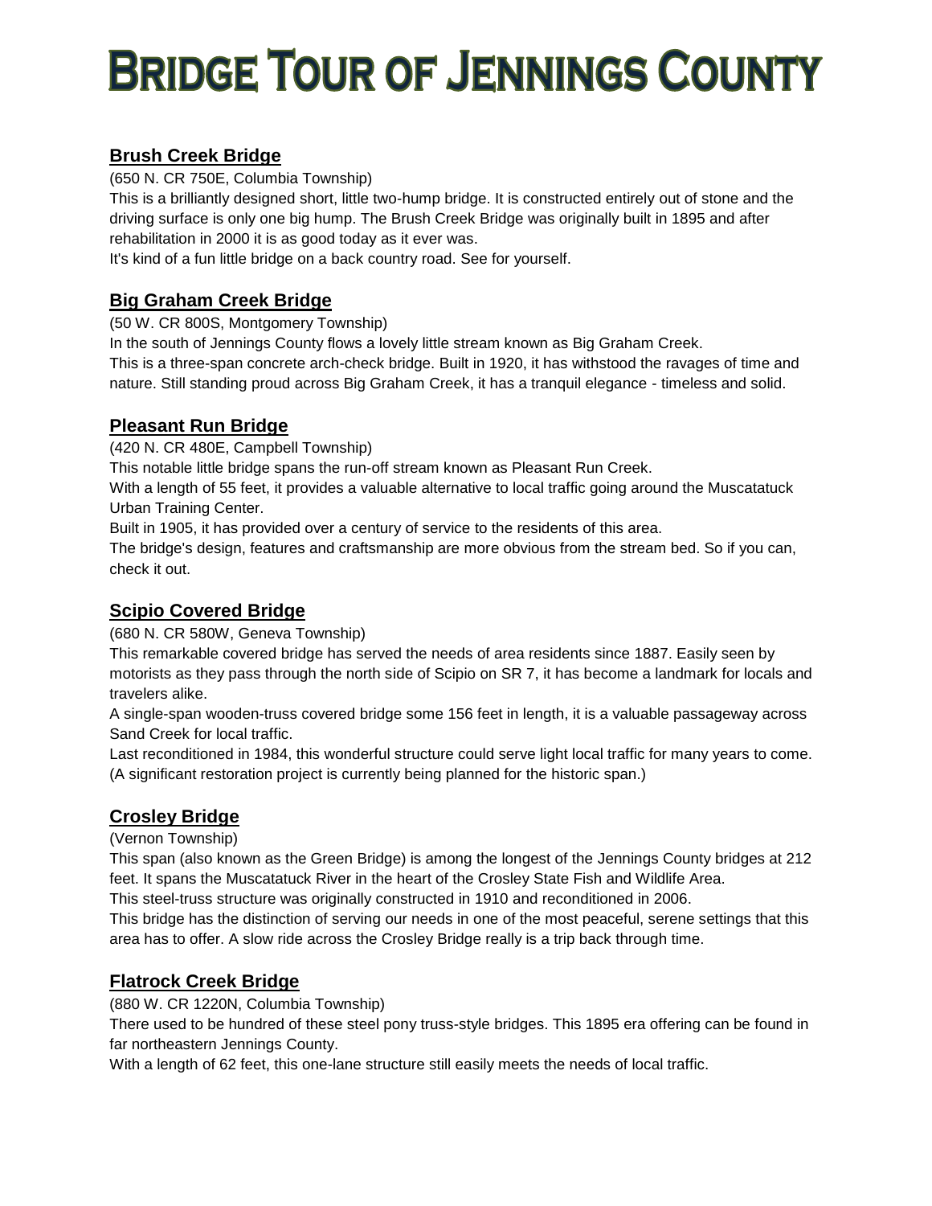# Bridge Tour of Jennings County

## Brush Creek Bridge

(650 N. CR 750E, Columbia Township)

This is a brilliantly designed short, little two-hump bridge. It is constructed entirely out of stone and the driving surface is only one big hump. The Brush Creek Bridge was originally built in 1895 and after rehabilitation in 2000 it is as good today as it ever was.

It's kind of a fun little bridge on a back country road. See for yourself.

## Big Graham Creek Bridge

(50 W. CR 800S, Montgomery Township)

In the south of Jennings County flows a lovely little stream known as Big Graham Creek.

This is a three-span concrete arch-check bridge. Built in 1920, it has withstood the ravages of time and nature. Still standing proud across Big Graham Creek, it has a tranquil elegance - timeless and solid.

## Pleasant Run Bridge

(420 N. CR 480E, Campbell Township)

This notable little bridge spans the run-off stream known as Pleasant Run Creek.

With a length of 55 feet, it provides a valuable alternative to local traffic going around the Muscatatuck Urban Training Center.

Built in 1905, it has provided over a century of service to the residents of this area.

The bridge's design, features and craftsmanship are more obvious from the stream bed. So if you can, check it out.

## Scipio Covered Bridge

(680 N. CR 580W, Geneva Township)

This remarkable covered bridge has served the needs of area residents since 1887. Easily seen by motorists as they pass through the north side of Scipio on SR 7, it has become a landmark for locals and travelers alike.

A single-span wooden-truss covered bridge some 156 feet in length, it is a valuable passageway across Sand Creek for local traffic.

Last reconditioned in 1984, this wonderful structure could serve light local traffic for many years to come. (A significant restoration project is currently being planned for the historic span.)

## Crosley Bridge

(Vernon Township)

This span (also known as the Green Bridge) is among the longest of the Jennings County bridges at 212 feet. It spans the Muscatatuck River in the heart of the Crosley State Fish and Wildlife Area.

This steel-truss structure was originally constructed in 1910 and reconditioned in 2006.

This bridge has the distinction of serving our needs in one of the most peaceful, serene settings that this area has to offer. A slow ride across the Crosley Bridge really is a trip back through time.

## Flatrock Creek Bridge

(880 W. CR 1220N, Columbia Township)

There used to be hundred of these steel pony truss-style bridges. This 1895 era offering can be found in far northeastern Jennings County.

With a length of 62 feet, this one-lane structure still easily meets the needs of local traffic.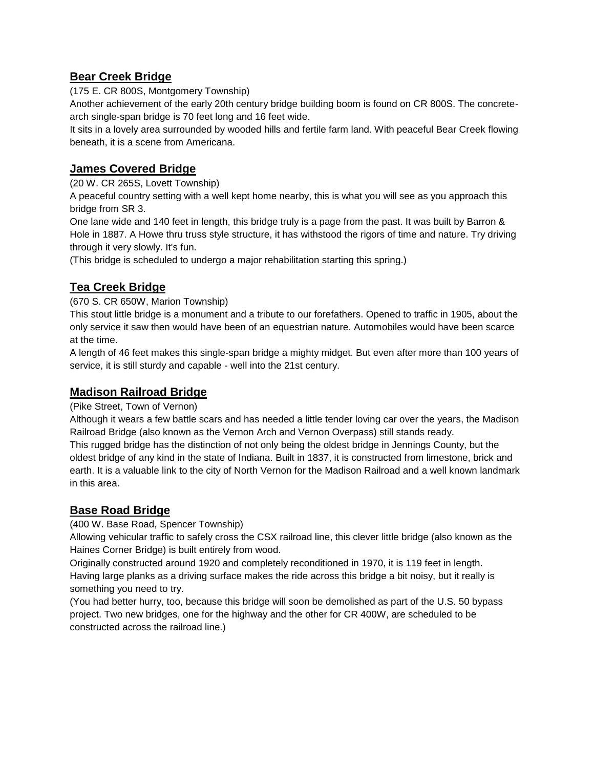## Bear Creek Bridge

(175 E. CR 800S, Montgomery Township)

Another achievement of the early 20th century bridge building boom is found on CR 800S. The concrete-arch single-span bridge is 70 feet long and 16 feet wide.

It sits in a lovely area surrounded by wooded hills and fertile farm land. With peaceful Bear Creek flowing beneath, it is a scene from Americana.

## James Covered Bridge

(20 W. CR 265S, Lovett Township)

A peaceful country setting with a well kept home nearby, this is what you will see as you approach this bridge from SR 3.

One lane wide and 140 feet in length, this bridge truly is a page from the past. It was built by Barron & Hole in 1887. A Howe thru truss style structure, it has withstood the rigors of time and nature. Try driving through it very slowly. It's fun.

(This bridge is scheduled to undergo a major rehabilitation starting this spring.)

## Tea Creek Bridge

(670 S. CR 650W, Marion Township)

This stout little bridge is a monument and a tribute to our forefathers. Opened to traffic in 1905, about the only service it saw then would have been of an equestrian nature. Automobiles would have been scarce at the time.

A length of 46 feet makes this single-span bridge a mighty midget. But even after more than 100 years of service, it is still sturdy and capable - well into the 21st century.

## Madison Railroad Bridge

(Pike Street, Town of Vernon)

Although it wears a few battle scars and has needed a little tender loving car over the years, the Madison Railroad Bridge (also known as the Vernon Arch and Vernon Overpass) still stands ready.

This rugged bridge has the distinction of not only being the oldest bridge in Jennings County, but the oldest bridge of any kind in the state of Indiana. Built in 1837, it is constructed from limestone, brick and earth. It is a valuable link to the city of North Vernon for the Madison Railroad and a well known landmark in this area.

## Base Road Bridge

(400 W. Base Road, Spencer Township)

Allowing vehicular traffic to safely cross the CSX railroad line, this clever little bridge (also known as the Haines Corner Bridge) is built entirely from wood.

Originally constructed around 1920 and completely reconditioned in 1970, it is 119 feet in length.

Having large planks as a driving surface makes the ride across this bridge a bit noisy, but it really is something you need to try.

(You had better hurry, too, because this bridge will soon be demolished as part of the U.S. 50 bypass project. Two new bridges, one for the highway and the other for CR 400W, are scheduled to be constructed across the railroad line.)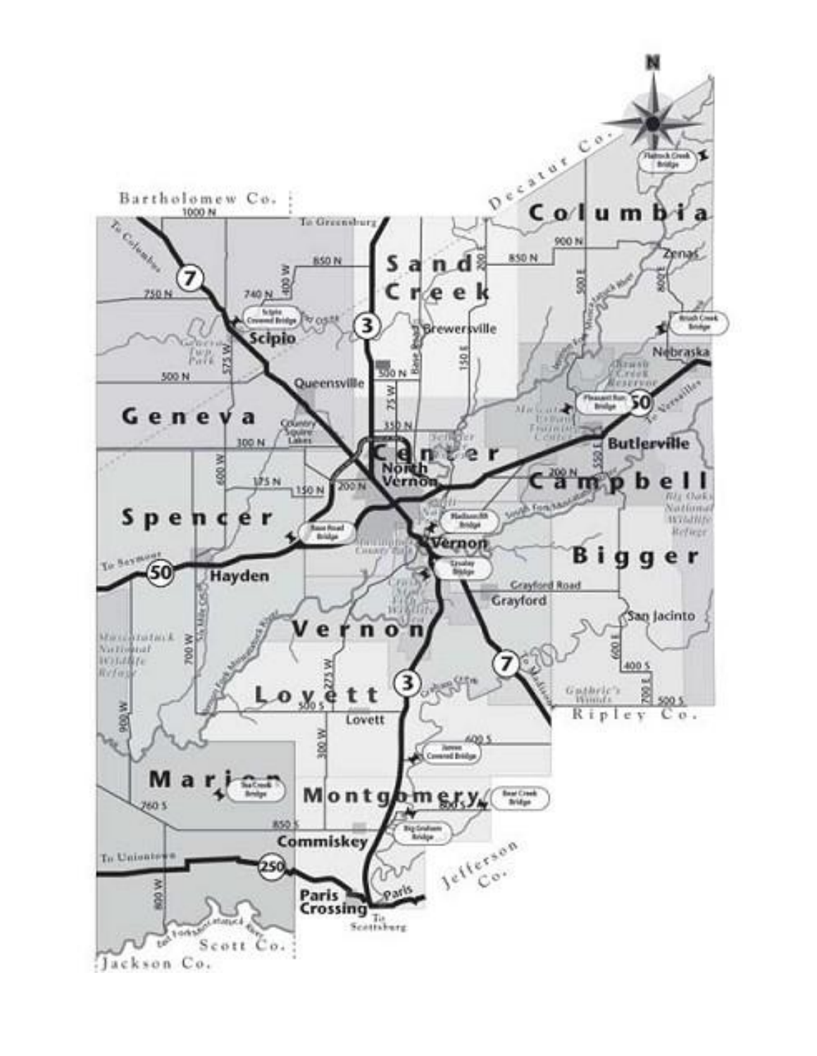N

Bartholomew Co.

Decatur Co.

Ripley Co.

Jefferson Co.

Scott Co.

Jackson Co.

To Columbus

To Greensburg

To Versailles

To Seymour

To Uniontown

To Scottsburg

Columbia

Sand Creek

Geneva

Center

Campbell

Spencer

Bigger

Vernon

Lovett

Marion

Montgomery

Zenas

Nebraska

Brewersville

Scipio

Queensville

Country Squire Lakes

North Vernon

Butlerville

Vernon

Hayden

Grayford

San Jacinto

Lovett

Commiskey

Paris Crossing

Paris

Flatrock Creek Bridge

Brush Creek Bridge

Scipio Covered Bridge

Pleasant Run Bridge

Base Road Bridge

Madison Bridge

Vinegar Bridge

James Covered Bridge

Bear Creek Bridge

Big Graham Bridge

Tea Creek Bridge

Brush Creek Reservoir

Muscatatuck Urban Training Center

Big Oaks National Wildlife Refuge

Muscatatuck National Wildlife Refuge

Muscatatuck County Park

Crosley State Fish & Wildlife Area

Guthrie's Woods

Graham Creek

1000 N

850 N

900 N

750 N

740 N

500 N

350 N

300 N

175 N

150 N

200 N

400 S

500 S

600 S

760 S

850 S

800 S

400 W

575 W

600 W

700 W

900 W

800 W

75 W

275 W

300 W

200 E

150 E

500 E

600 E

550 E

700 E

Base Road

Grayford Road

7

3

50

250